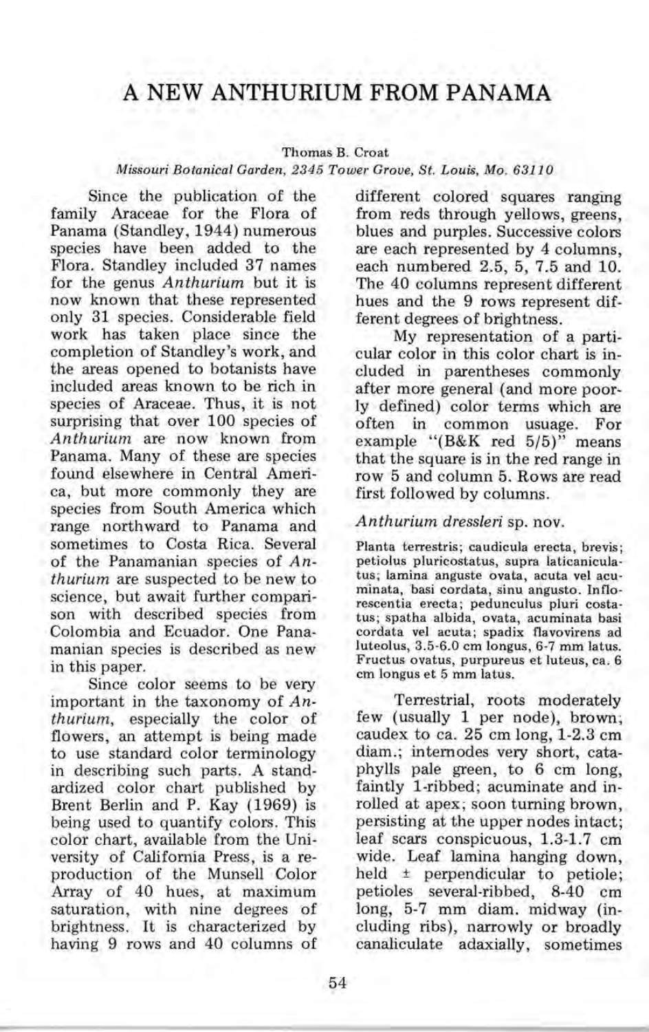# A NEW ANTHURIUM FROM PANAMA

Thomas B. Croat

*Missouri Botanical Garden, 2345 Tower Grove, St. Louis, Mo. 63110*

Since the publication of the family Araceae for the Flora of Panama (Standley, 1944) numerous species have been added to the Flora. Standley included 37 names for the genus *Anthurium* but it is now known that these represented only 31 species. Considerable field work has taken place since the completion of Standley's work, and the areas opened to botanists have included areas known to be rich in species of Araceae. Thus, it is not surprising that over 100 species of *Anthurium* are now known from Panama. Many of these are species found elsewhere in Central America, but more commonly they are species from South America which range northward to Panama and sometimes to Costa Rica. Several of the Panamanian species of *Anthurium* are suspected to be new to science, but await further comparison with described species from Colombia and Ecuador. One Panamanian species is described as new in this paper.

Since color seems to be very important in the taxonomy of *Anthurium*, especially the color of flowers, an attempt is being made to use standard color terminology in describing such parts. A standardized color chart published by Brent Berlin and P. Kay (1969) is being used to quantify colors. This color chart, available from the University of California Press, is a reproduction of the Munsell Color Array of 40 hues, at maximum saturation, with nine degrees of brightness. It is characterized by having 9 rows and 40 columns of different colored squares ranging from reds through yellows, greens, blues and purples. Successive colors are each represented by 4 columns, each numbered 2.5, 5, 7.5 and 10. The 40 columns represent different hues and the 9 rows represent different degrees of brightness.

My representation of a particular color in this color chart is included in parentheses commonly after more general (and more poorly defined) color terms which are often in common usage. For example "(B&K red 5/5)" means that the square is in the red range in row 5 and column 5. Rows are read first followed by columns.

*Anthurium dressleri* sp. nov.

Planta terrestris; caudicula erecta, brevis; petiolus pluricostatus, supra laticaniculatus; lamina anguste ovata, acuta vel acuminata, basi cordata, sinu angusto. Inflorescentia erecta; pedunculus pluri costatus; spatha albida, ovata, acuminata basi cordata vel acuta; spadix flavovirens ad luteolus, 3.5-6.0 cm longus, 6-7 mm latus. Fructus ovatus, purpureus et luteus, ca. 6 cm longus et 5 mm latus.

Terrestrial, roots moderately few (usually 1 per node), brown; caudex to ca. 25 cm long, 1-2.3 cm diam.; internodes very short, cataphylls pale green, to 6 cm long, faintly 1-ribbed; acuminate and inrolled at apex; soon turning brown, persisting at the upper nodes intact; leaf scars conspicuous, 1.3-1.7 cm wide. Leaf lamina hanging down, held ± perpendicular to petiole; petioles several-ribbed, 8-40 cm long, 5-7 mm diam. midway (including ribs), narrowly or broadly canaliculate adaxially, sometimes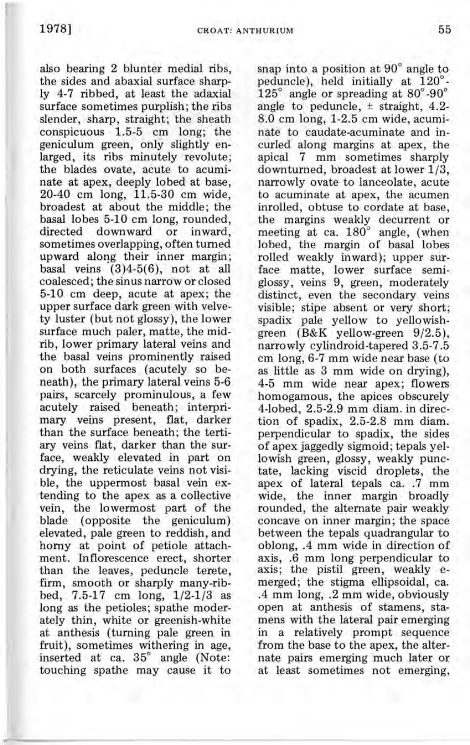also bearing 2 blunter medial ribs, the sides and abaxial surface sharply 4-7 ribbed, at least the adaxial surface sometimes purplish; the ribs slender, sharp, straight; the sheath conspicuous 1.5-5 cm long; the geniculum green, only slightly enlarged, its ribs minutely revolute; the blades ovate, acute to acuminate at apex, deeply lobed at base, 20-40 cm long, 11.5-30 cm wide, broadest at about the middle; the basal lobes 5-10 cm long, rounded, directed downward or inward, sometimes overlapping, often turned upward along their inner margin; basal veins (3)4-5(6), not at all coalesced; the sinus narrow or closed 5-10 cm deep, acute at apex; the upper surface dark green with velvety luster (but not glossy), the lower surface much paler, matte, the midrib, lower primary lateral veins and the basal veins prominently raised on both surfaces (acutely so beneath), the primary lateral veins 5-6 pairs, scarcely prominulous, a few acutely raised beneath; interprimary veins present, flat, darker than the surface beneath; the tertiary veins flat, darker than the surface, weakly elevated in part on drying, the reticulate veins not visible, the uppermost basal vein extending to the apex as a collective vein, the lowermost part of the blade (opposite the geniculum) elevated, pale green to reddish, and horny at point of petiole attachment. Inflorescence erect, shorter than the leaves, peduncle terete, firm, smooth or sharply many-ribbed, 7.5-17 cm long, 1/2-1/3 as long as the petioles; spathe moderately thin, white or greenish-white at anthesis (turning pale green in fruit), sometimes withering in age, inserted at ca. 35° angle (Note: touching spathe may cause it to snap into a position at 90° angle to peduncle), held initially at 120°-125° angle or spreading at 80°-90° angle to peduncle, ± straight, 4.2-8.0 cm long, 1-2.5 cm wide, acuminate to caudate-acuminate and incurled along margins at apex, the apical 7 mm sometimes sharply downturned, broadest at lower 1/3, narrowly ovate to lanceolate, acute to acuminate at apex, the acumen inrolled, obtuse to cordate at base, the margins weakly decurrent or meeting at ca. 180° angle, (when lobed, the margin of basal lobes rolled weakly inward); upper surface matte, lower surface semiglossy, veins 9, green, moderately distinct, even the secondary veins visible; stipe absent or very short; spadix pale yellow to yellowish-green (B&K yellow-green 9/2.5), narrowly cylindroid-tapered 3.5-7.5 cm long, 6-7 mm wide near base (to as little as 3 mm wide on drying), 4-5 mm wide near apex; flowers homogamous, the apices obscurely 4-lobed, 2.5-2.9 mm diam. in direction of spadix, 2.5-2.8 mm diam. perpendicular to spadix, the sides of apex jaggedly sigmoid; tepals yellowish green, glossy, weakly punctate, lacking viscid droplets, the apex of lateral tepals ca. .7 mm wide, the inner margin broadly rounded, the alternate pair weakly concave on inner margin; the space between the tepals quadrangular to oblong, .4 mm wide in direction of axis, .6 mm long perpendicular to axis; the pistil green, weakly emerged; the stigma ellipsoidal, ca. .4 mm long, .2 mm wide, obviously open at anthesis of stamens, stamens with the lateral pair emerging in a relatively prompt sequence from the base to the apex, the alternate pairs emerging much later or at least sometimes not emerging,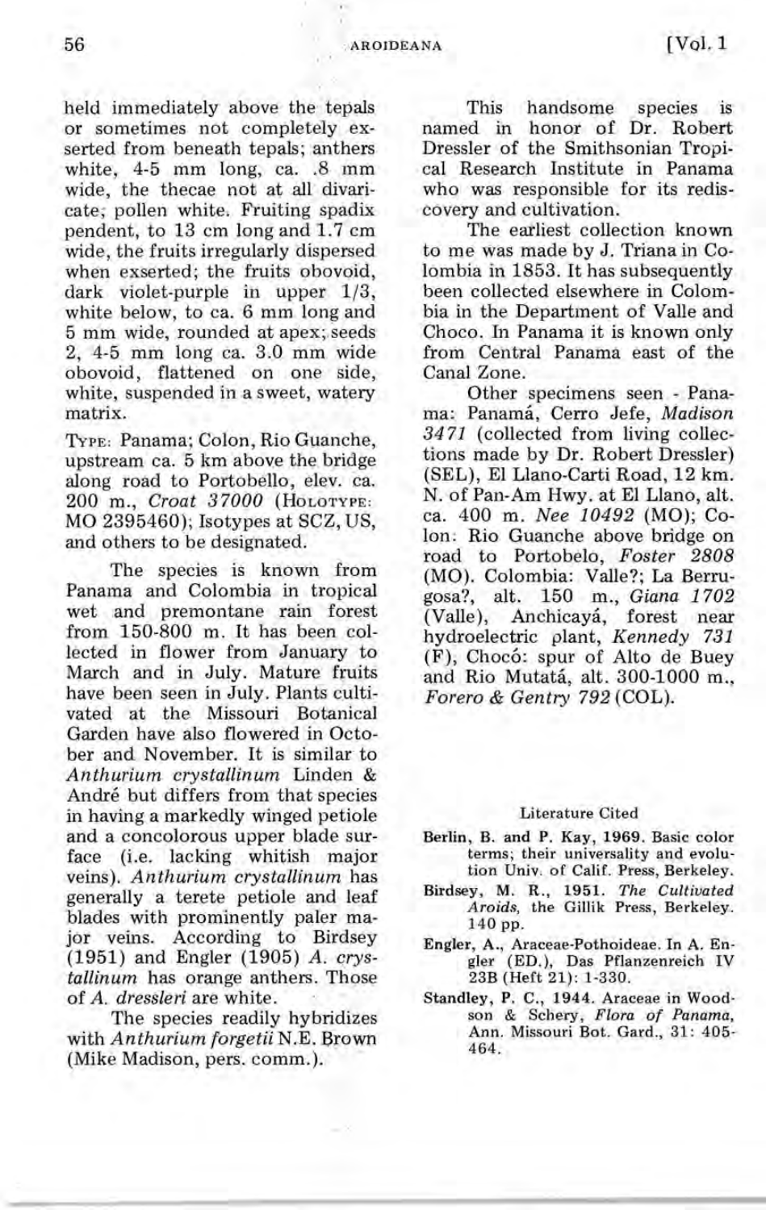held immediately above the tepals or sometimes not completely exserted from beneath tepals; anthers white, 4-5 mm long, ca. .8 mm wide, the thecae not at all divaricate; pollen white. Fruiting spadix pendent, to 13 cm long and 1.7 cm wide, the fruits irregularly dispersed when exserted; the fruits obovoid, dark violet-purple in upper 1/3, white below, to ca. 6 mm long and 5 mm wide, rounded at apex; seeds 2, 4-5 mm long ca. 3.0 mm wide obovoid, flattened on one side, white, suspended in a sweet, watery matrix.

TYPE: Panama; Colon, Rio Guanche, upstream ca. 5 km above the bridge along road to Portobello, elev. ca. 200 m., *Croat 37000* (HOLOTYPE: MO 2395460); Isotypes at SCZ, US, and others to be designated.

The species is known from Panama and Colombia in tropical wet and premontane rain forest from 150-800 m. It has been collected in flower from January to March and in July. Mature fruits have been seen in July. Plants cultivated at the Missouri Botanical Garden have also flowered in October and November. It is similar to *Anthurium crystallinum* Linden & André but differs from that species in having a markedly winged petiole and a concolorous upper blade surface (i.e. lacking whitish major veins). *Anthurium crystallinum* has generally a terete petiole and leaf blades with prominently paler major veins. According to Birdsey (1951) and Engler (1905) *A. crystallinum* has orange anthers. Those of *A. dressleri* are white.

The species readily hybridizes with *Anthurium forgetii* N.E. Brown (Mike Madison, pers. comm.).

This handsome species is named in honor of Dr. Robert Dressler of the Smithsonian Tropical Research Institute in Panama who was responsible for its rediscovery and cultivation.

The earliest collection known to me was made by J. Triana in Colombia in 1853. It has subsequently been collected elsewhere in Colombia in the Department of Valle and Choco. In Panama it is known only from Central Panama east of the Canal Zone.

Other specimens seen - Panama: Panamá, Cerro Jefe, *Madison 3471* (collected from living collections made by Dr. Robert Dressler) (SEL), El Llano-Carti Road, 12 km. N. of Pan-Am Hwy. at El Llano, alt. ca. 400 m. *Nee 10492* (MO); Colon: Rio Guanche above bridge on road to Portobelo, *Foster 2808* (MO). Colombia: Valle?; La Berrugosa?, alt. 150 m., *Giana 1702* (Valle), Anchicayá, forest near hydroelectric plant, *Kennedy 731* (F), Chocó: spur of Alto de Buey and Rio Mutatá, alt. 300-1000 m., *Forero & Gentry 792* (COL).

## Literature Cited

Berlin, B. and P. Kay, 1969. Basic color terms; their universality and evolution Univ. of Calif. Press, Berkeley.

Birdsey, M. R., 1951. *The Cultivated Aroids*, the Gillik Press, Berkeley. 140 pp.

Engler, A., Araceae-Pothoideae. In A. Engler (ED.), Das Pflanzenreich IV 23B (Heft 21): 1-330.

Standley, P. C., 1944. Araceae in Woodson & Schery, *Flora of Panama*, Ann. Missouri Bot. Gard., 31: 405-464.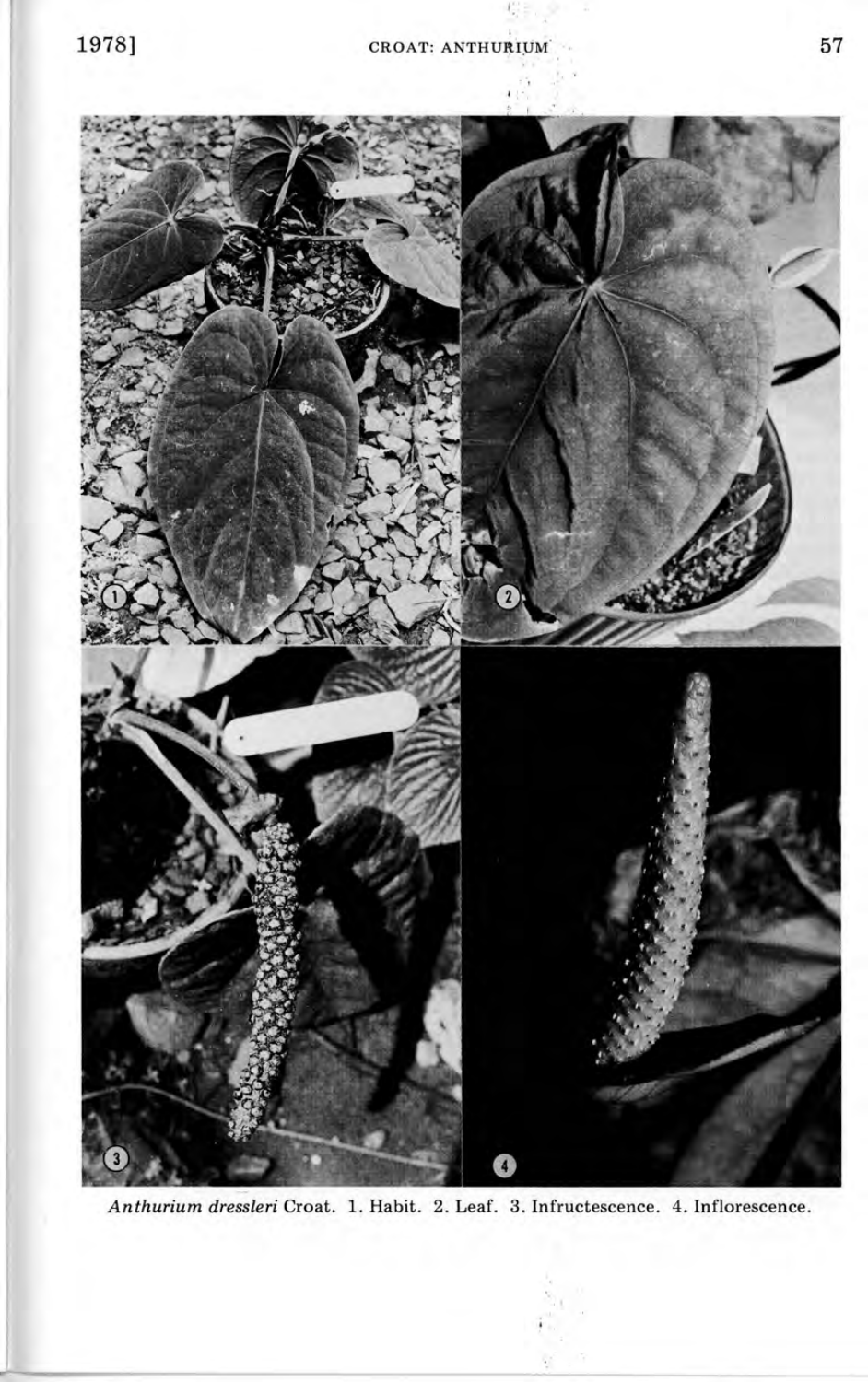*Anthurium dressleri* Croat. 1. Habit. 2. Leaf. 3. Infructescence. 4. Inflorescence.